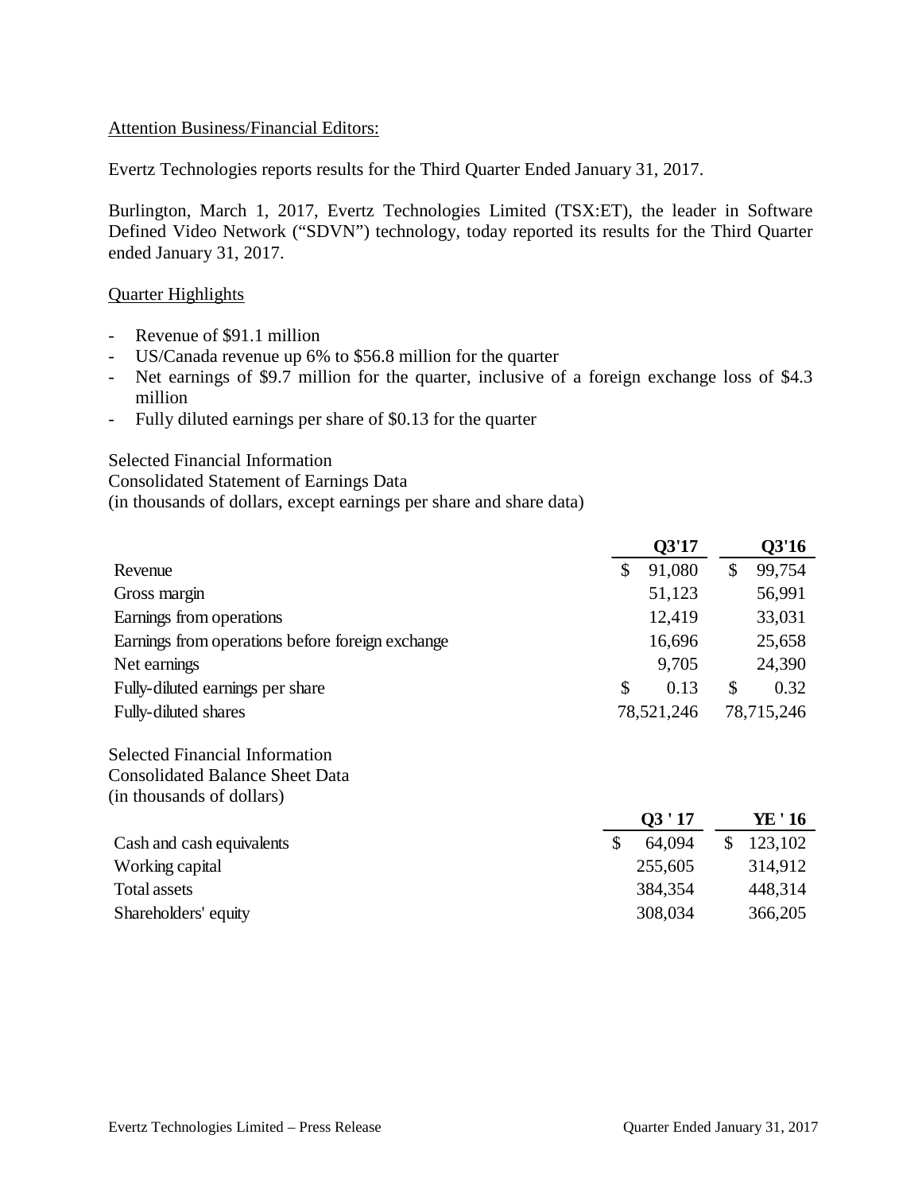Attention Business/Financial Editors:

Evertz Technologies reports results for the Third Quarter Ended January 31, 2017.

Burlington, March 1, 2017, Evertz Technologies Limited (TSX:ET), the leader in Software Defined Video Network ("SDVN") technology, today reported its results for the Third Quarter ended January 31, 2017.

Quarter Highlights

- Revenue of $91.1 million
- US/Canada revenue up 6% to $56.8 million for the quarter
- Net earnings of $9.7 million for the quarter, inclusive of a foreign exchange loss of $4.3 million
- Fully diluted earnings per share of $0.13 for the quarter

Selected Financial Information
Consolidated Statement of Earnings Data
(in thousands of dollars, except earnings per share and share data)

| | Q3'17 | Q3'16 |
|---|---|---|
| Revenue | $ 91,080 | $ 99,754 |
| Gross margin | 51,123 | 56,991 |
| Earnings from operations | 12,419 | 33,031 |
| Earnings from operations before foreign exchange | 16,696 | 25,658 |
| Net earnings | 9,705 | 24,390 |
| Fully-diluted earnings per share | $ 0.13 | $ 0.32 |
| Fully-diluted shares | 78,521,246 | 78,715,246 |

Selected Financial Information
Consolidated Balance Sheet Data
(in thousands of dollars)

| | Q3 ' 17 | YE ' 16 |
|---|---|---|
| Cash and cash equivalents | $ 64,094 | $ 123,102 |
| Working capital | 255,605 | 314,912 |
| Total assets | 384,354 | 448,314 |
| Shareholders' equity | 308,034 | 366,205 |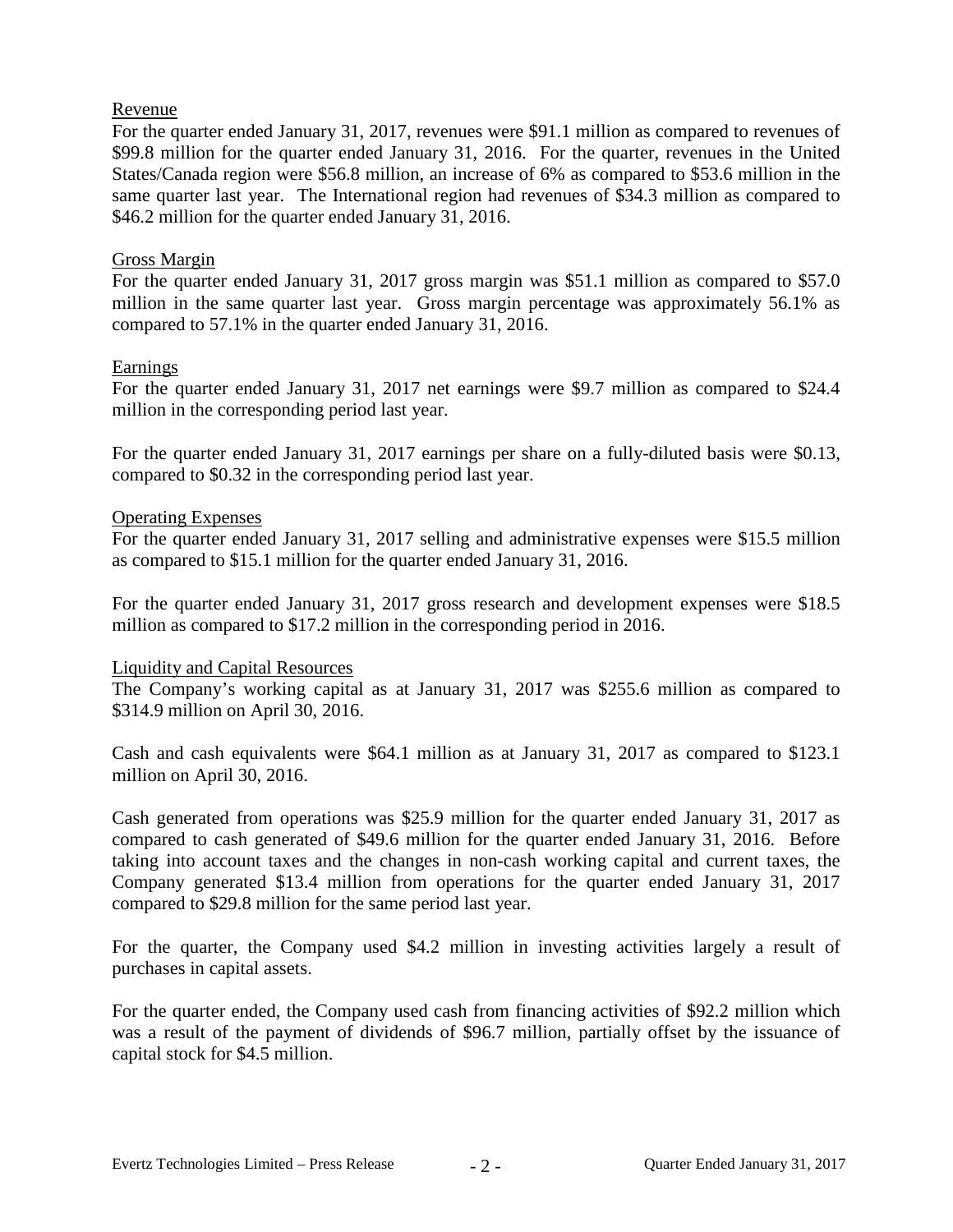## Revenue

For the quarter ended January 31, 2017, revenues were $91.1 million as compared to revenues of $99.8 million for the quarter ended January 31, 2016. For the quarter, revenues in the United States/Canada region were $56.8 million, an increase of 6% as compared to $53.6 million in the same quarter last year. The International region had revenues of $34.3 million as compared to $46.2 million for the quarter ended January 31, 2016.

## Gross Margin

For the quarter ended January 31, 2017 gross margin was $51.1 million as compared to $57.0 million in the same quarter last year. Gross margin percentage was approximately 56.1% as compared to 57.1% in the quarter ended January 31, 2016.

## Earnings

For the quarter ended January 31, 2017 net earnings were $9.7 million as compared to $24.4 million in the corresponding period last year.

For the quarter ended January 31, 2017 earnings per share on a fully-diluted basis were $0.13, compared to $0.32 in the corresponding period last year.

## Operating Expenses

For the quarter ended January 31, 2017 selling and administrative expenses were $15.5 million as compared to $15.1 million for the quarter ended January 31, 2016.

For the quarter ended January 31, 2017 gross research and development expenses were $18.5 million as compared to $17.2 million in the corresponding period in 2016.

## Liquidity and Capital Resources

The Company's working capital as at January 31, 2017 was $255.6 million as compared to $314.9 million on April 30, 2016.

Cash and cash equivalents were $64.1 million as at January 31, 2017 as compared to $123.1 million on April 30, 2016.

Cash generated from operations was $25.9 million for the quarter ended January 31, 2017 as compared to cash generated of $49.6 million for the quarter ended January 31, 2016. Before taking into account taxes and the changes in non-cash working capital and current taxes, the Company generated $13.4 million from operations for the quarter ended January 31, 2017 compared to $29.8 million for the same period last year.

For the quarter, the Company used $4.2 million in investing activities largely a result of purchases in capital assets.

For the quarter ended, the Company used cash from financing activities of $92.2 million which was a result of the payment of dividends of $96.7 million, partially offset by the issuance of capital stock for $4.5 million.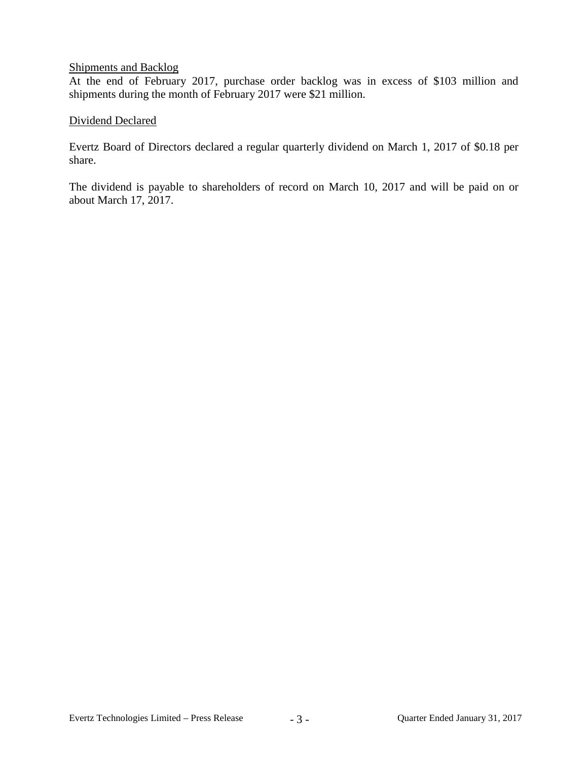## Shipments and Backlog

At the end of February 2017, purchase order backlog was in excess of $103 million and shipments during the month of February 2017 were $21 million.

## Dividend Declared

Evertz Board of Directors declared a regular quarterly dividend on March 1, 2017 of $0.18 per share.

The dividend is payable to shareholders of record on March 10, 2017 and will be paid on or about March 17, 2017.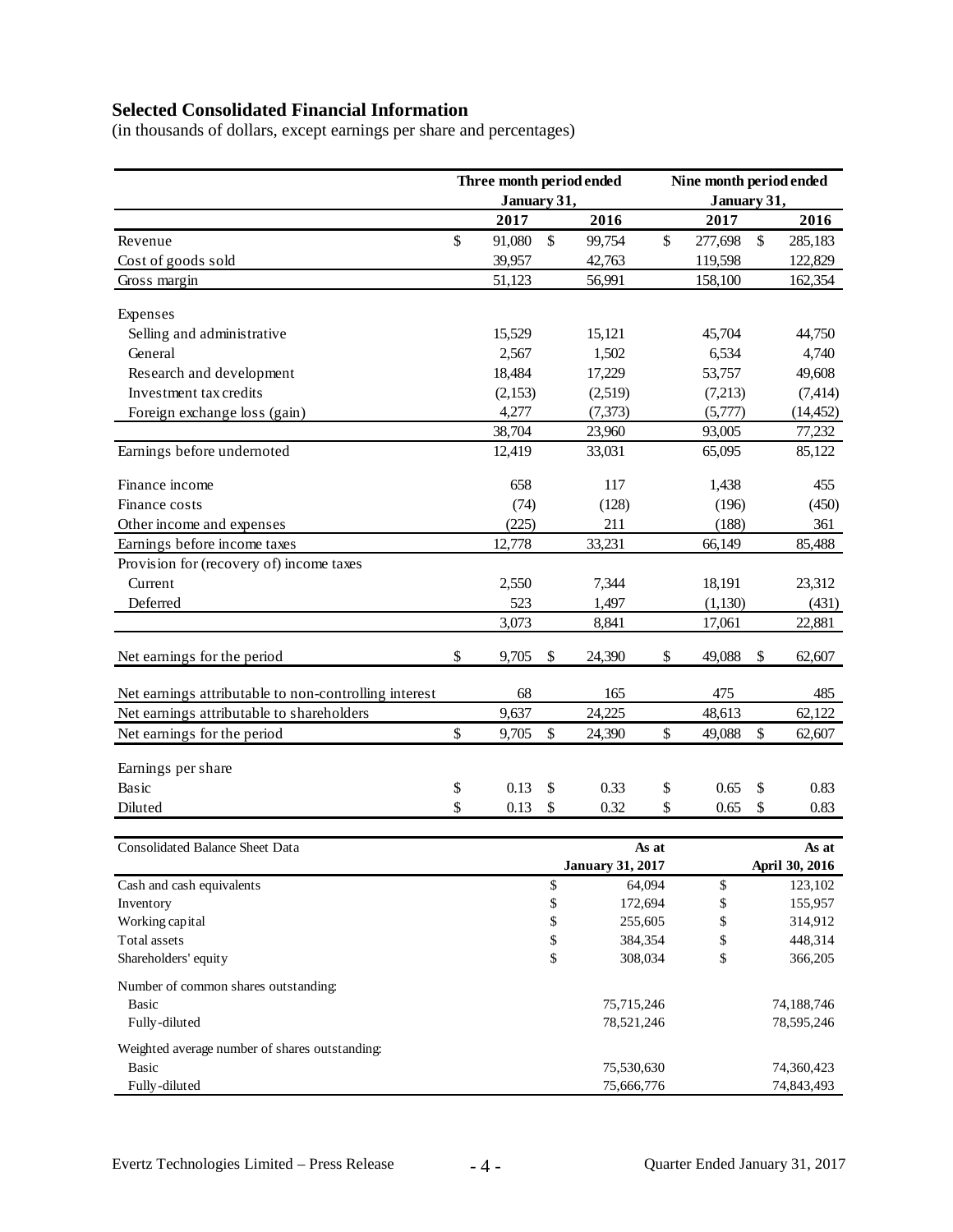## Selected Consolidated Financial Information

(in thousands of dollars, except earnings per share and percentages)

| | Three month period ended January 31, | | Nine month period ended January 31, | |
|---|---|---|---|---|
| | 2017 | 2016 | 2017 | 2016 |
| Revenue | $ 91,080 | $ 99,754 | $ 277,698 | $ 285,183 |
| Cost of goods sold | 39,957 | 42,763 | 119,598 | 122,829 |
| Gross margin | 51,123 | 56,991 | 158,100 | 162,354 |
| Expenses | | | | |
| Selling and administrative | 15,529 | 15,121 | 45,704 | 44,750 |
| General | 2,567 | 1,502 | 6,534 | 4,740 |
| Research and development | 18,484 | 17,229 | 53,757 | 49,608 |
| Investment tax credits | (2,153) | (2,519) | (7,213) | (7,414) |
| Foreign exchange loss (gain) | 4,277 | (7,373) | (5,777) | (14,452) |
| | 38,704 | 23,960 | 93,005 | 77,232 |
| Earnings before undernoted | 12,419 | 33,031 | 65,095 | 85,122 |
| Finance income | 658 | 117 | 1,438 | 455 |
| Finance costs | (74) | (128) | (196) | (450) |
| Other income and expenses | (225) | 211 | (188) | 361 |
| Earnings before income taxes | 12,778 | 33,231 | 66,149 | 85,488 |
| Provision for (recovery of) income taxes | | | | |
| Current | 2,550 | 7,344 | 18,191 | 23,312 |
| Deferred | 523 | 1,497 | (1,130) | (431) |
| | 3,073 | 8,841 | 17,061 | 22,881 |
| Net earnings for the period | $ 9,705 | $ 24,390 | $ 49,088 | $ 62,607 |
| Net earnings attributable to non-controlling interest | 68 | 165 | 475 | 485 |
| Net earnings attributable to shareholders | 9,637 | 24,225 | 48,613 | 62,122 |
| Net earnings for the period | $ 9,705 | $ 24,390 | $ 49,088 | $ 62,607 |
| Earnings per share | | | | |
| Basic | $ 0.13 | $ 0.33 | $ 0.65 | $ 0.83 |
| Diluted | $ 0.13 | $ 0.32 | $ 0.65 | $ 0.83 |

| Consolidated Balance Sheet Data | As at January 31, 2017 | As at April 30, 2016 |
|---|---|---|
| Cash and cash equivalents | $ 64,094 | $ 123,102 |
| Inventory | $ 172,694 | $ 155,957 |
| Working capital | $ 255,605 | $ 314,912 |
| Total assets | $ 384,354 | $ 448,314 |
| Shareholders' equity | $ 308,034 | $ 366,205 |
| Number of common shares outstanding: | | |
| Basic | 75,715,246 | 74,188,746 |
| Fully-diluted | 78,521,246 | 78,595,246 |
| Weighted average number of shares outstanding: | | |
| Basic | 75,530,630 | 74,360,423 |
| Fully-diluted | 75,666,776 | 74,843,493 |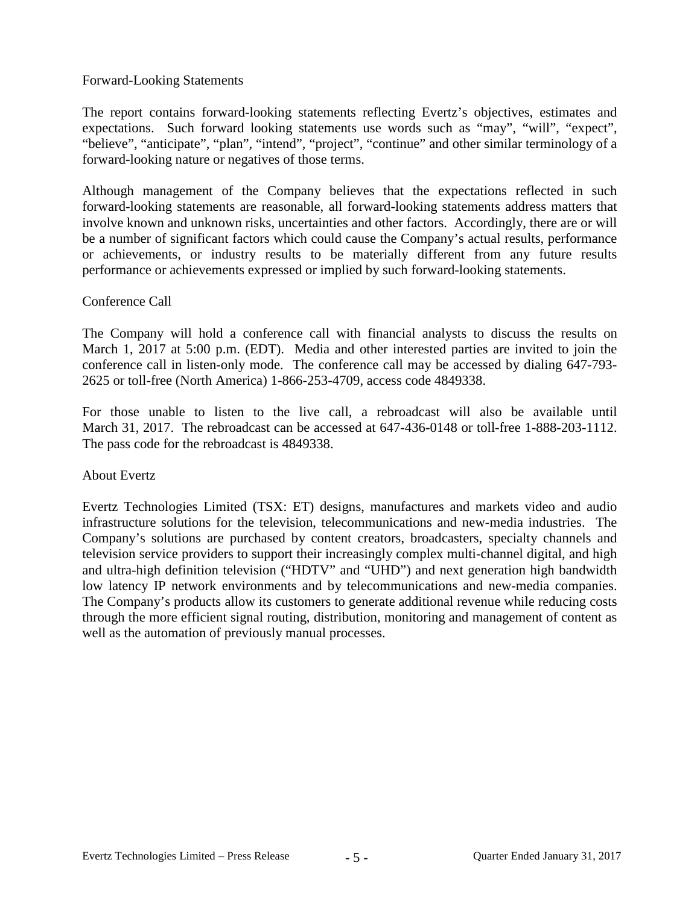## Forward-Looking Statements

The report contains forward-looking statements reflecting Evertz's objectives, estimates and expectations. Such forward looking statements use words such as "may", "will", "expect", "believe", "anticipate", "plan", "intend", "project", "continue" and other similar terminology of a forward-looking nature or negatives of those terms.

Although management of the Company believes that the expectations reflected in such forward-looking statements are reasonable, all forward-looking statements address matters that involve known and unknown risks, uncertainties and other factors. Accordingly, there are or will be a number of significant factors which could cause the Company's actual results, performance or achievements, or industry results to be materially different from any future results performance or achievements expressed or implied by such forward-looking statements.

## Conference Call

The Company will hold a conference call with financial analysts to discuss the results on March 1, 2017 at 5:00 p.m. (EDT). Media and other interested parties are invited to join the conference call in listen-only mode. The conference call may be accessed by dialing 647-793-2625 or toll-free (North America) 1-866-253-4709, access code 4849338.

For those unable to listen to the live call, a rebroadcast will also be available until March 31, 2017. The rebroadcast can be accessed at 647-436-0148 or toll-free 1-888-203-1112. The pass code for the rebroadcast is 4849338.

## About Evertz

Evertz Technologies Limited (TSX: ET) designs, manufactures and markets video and audio infrastructure solutions for the television, telecommunications and new-media industries. The Company's solutions are purchased by content creators, broadcasters, specialty channels and television service providers to support their increasingly complex multi-channel digital, and high and ultra-high definition television ("HDTV" and "UHD") and next generation high bandwidth low latency IP network environments and by telecommunications and new-media companies. The Company's products allow its customers to generate additional revenue while reducing costs through the more efficient signal routing, distribution, monitoring and management of content as well as the automation of previously manual processes.